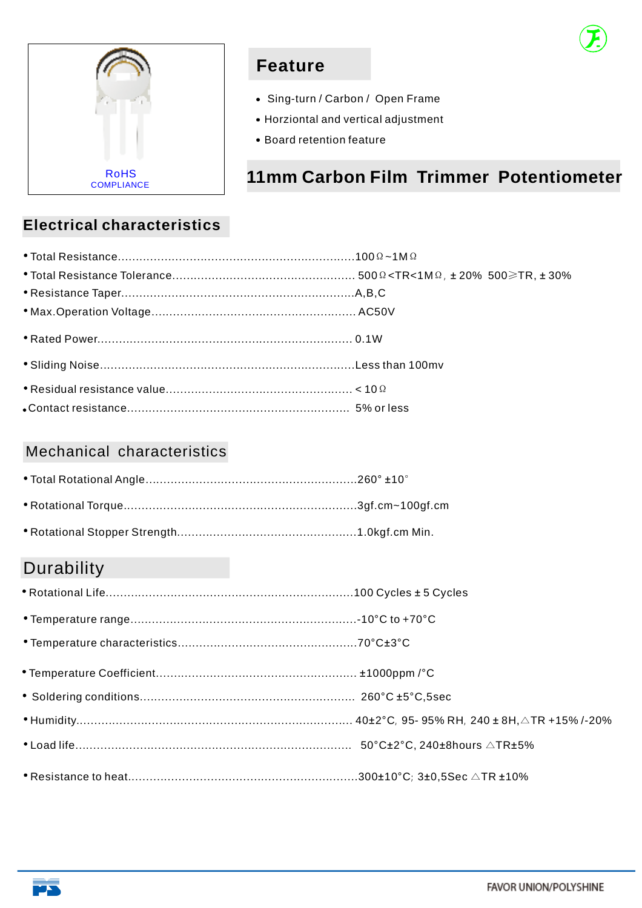RoHS
COMPLIANCE

## Feature

- Sing-turn / Carbon / Open Frame
- Horziontal and vertical adjustment
- Board retention feature

# 11mm Carbon Film Trimmer Potentiometer

## Electrical characteristics

- Total Resistance..................................................................100Ω~1MΩ
- Total Resistance Tolerance.................................................. 500Ω<TR<1MΩ, ±20% 500≥TR, ±30%
- Resistance Taper.................................................................A,B,C
- Max.Operation Voltage........................................................ AC50V
- Rated Power....................................................................... 0.1W
- Sliding Noise.......................................................................Less than 100mv
- Residual resistance value.................................................... < 10Ω
- Contact resistance............................................................. 5% or less

## Mechanical characteristics

- Total Rotational Angle..........................................................260° ±10°
- Rotational Torque.................................................................3gf.cm~100gf.cm
- Rotational Stopper Strength..................................................1.0kgf.cm Min.

## Durability

- Rotational Life.....................................................................100 Cycles ± 5 Cycles
- Temperature range...............................................................-10°C to +70°C
- Temperature characteristics.................................................70°C±3°C
- Temperature Coefficient....................................................... ±1000ppm /°C
- Soldering conditions........................................................... 260°C ±5°C,5sec
- Humidity............................................................................. 40±2°C, 95- 95% RH, 240 ± 8H,△TR +15% /-20%
- Load life............................................................................. 50°C±2°C, 240±8hours △TR±5%
- Resistance to heat...............................................................300±10°C; 3±0,5Sec △TR ±10%

FAVOR UNION/POLYSHINE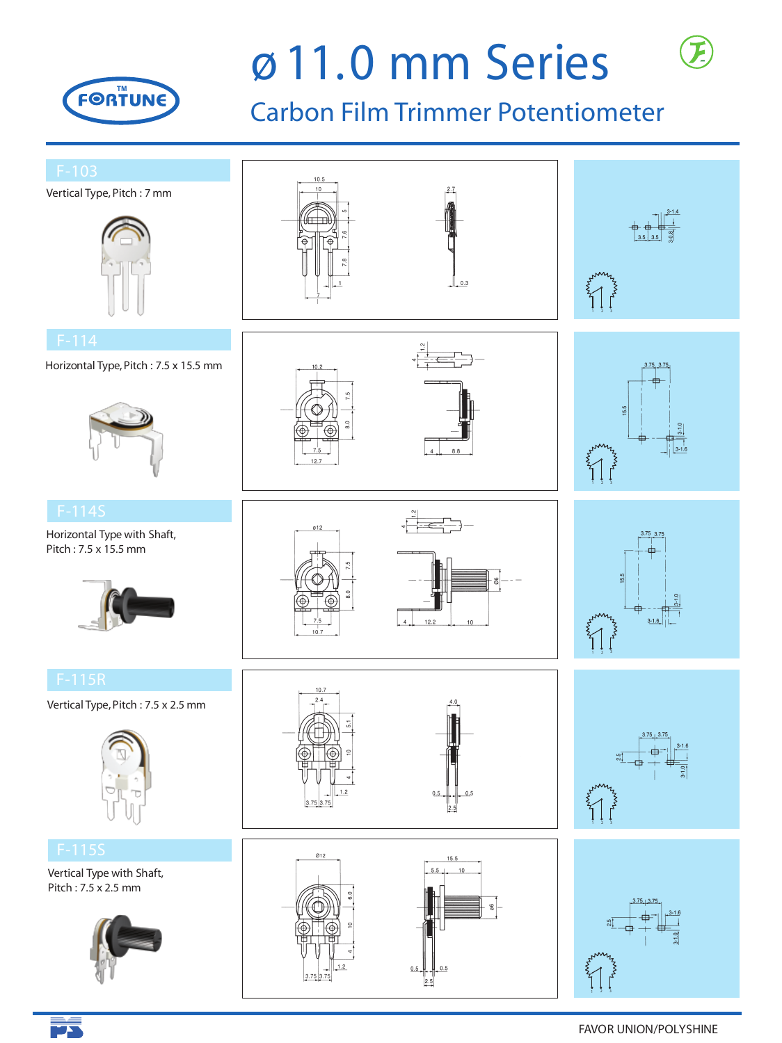# ø 11.0 mm Series

## Carbon Film Trimmer Potentiometer

### F-103

Vertical Type, Pitch : 7 mm

### F-114

Horizontal Type, Pitch : 7.5 x 15.5 mm

### F-114S

Horizontal Type with Shaft,
Pitch : 7.5 x 15.5 mm

### F-115R

Vertical Type, Pitch : 7.5 x 2.5 mm

### F-115S

Vertical Type with Shaft,
Pitch : 7.5 x 2.5 mm

FAVOR UNION/POLYSHINE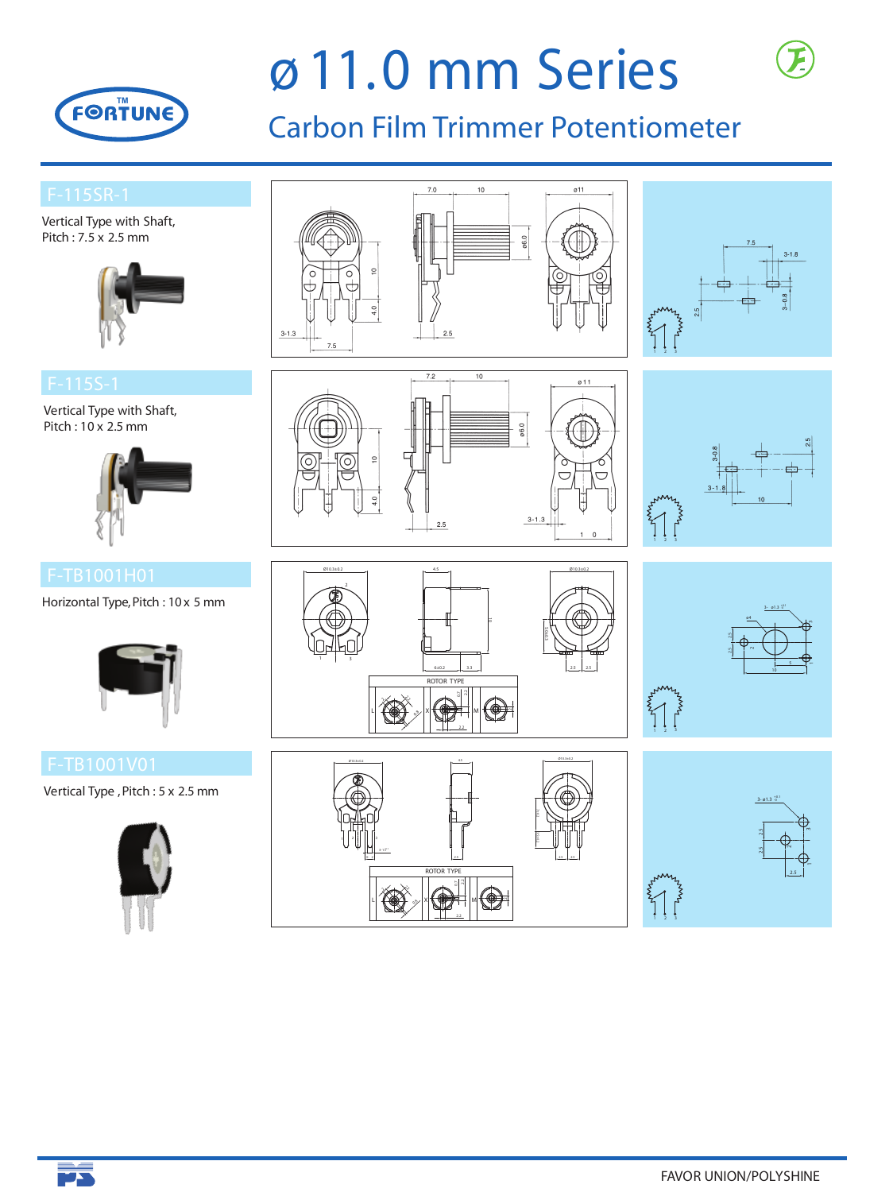# ø 11.0 mm Series

## Carbon Film Trimmer Potentiometer

### F-115SR-1

Vertical Type with Shaft,
Pitch : 7.5 x 2.5 mm

### F-115S-1

Vertical Type with Shaft,
Pitch : 10 x 2.5 mm

### F-TB1001H01

Horizontal Type, Pitch : 10 x 5 mm

### F-TB1001V01

Vertical Type , Pitch : 5 x 2.5 mm

FAVOR UNION/POLYSHINE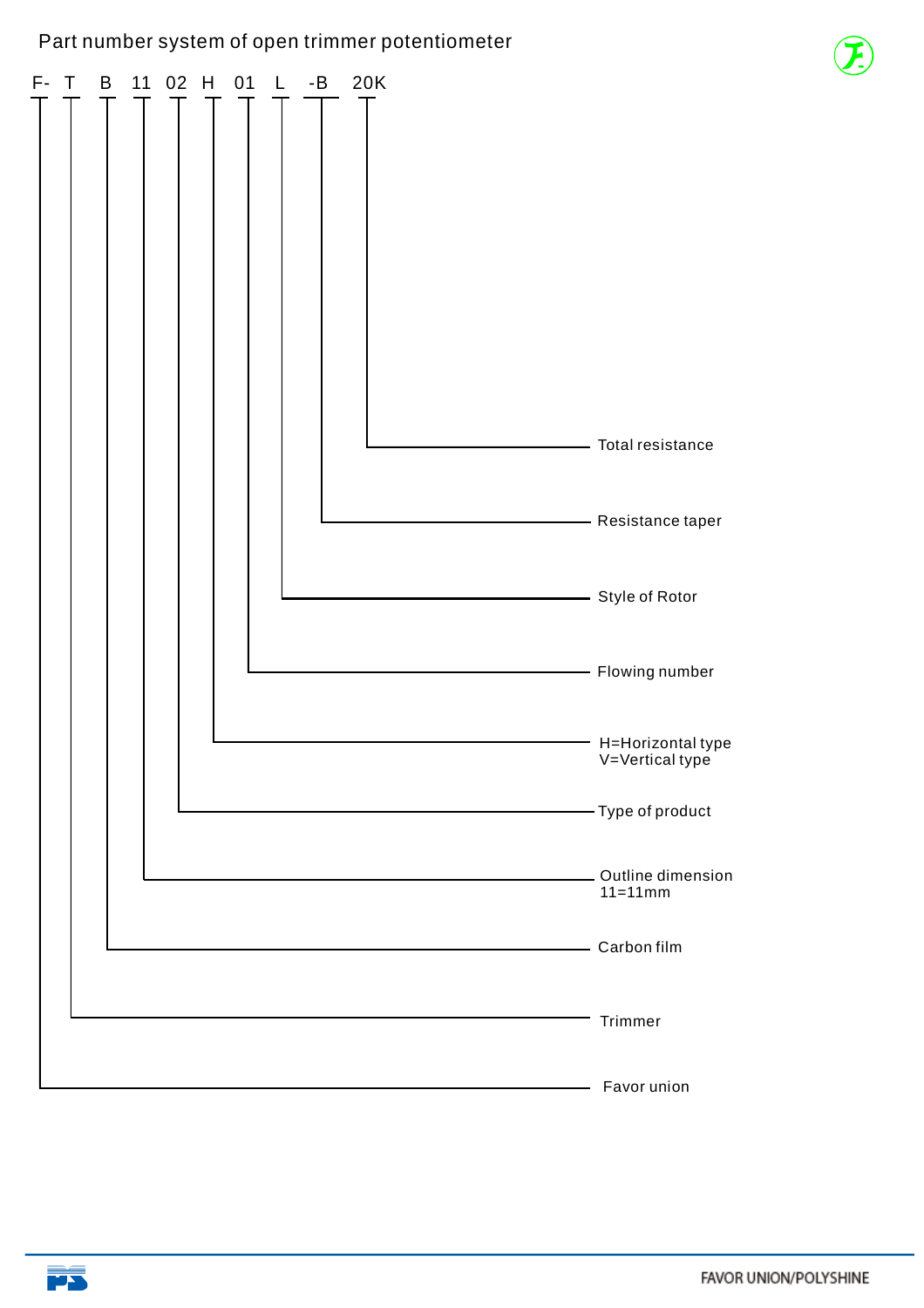# Part number system of open trimmer potentiometer

F- T B 11 02 H 01 L -B 20K

- F- : Favor union
- T : Trimmer
- B : Carbon film
- 11 : Outline dimension 11=11mm
- 02 : Type of product
- H : H=Horizontal type V=Vertical type
- 01 : Flowing number
- L : Style of Rotor
- -B : Resistance taper
- 20K : Total resistance